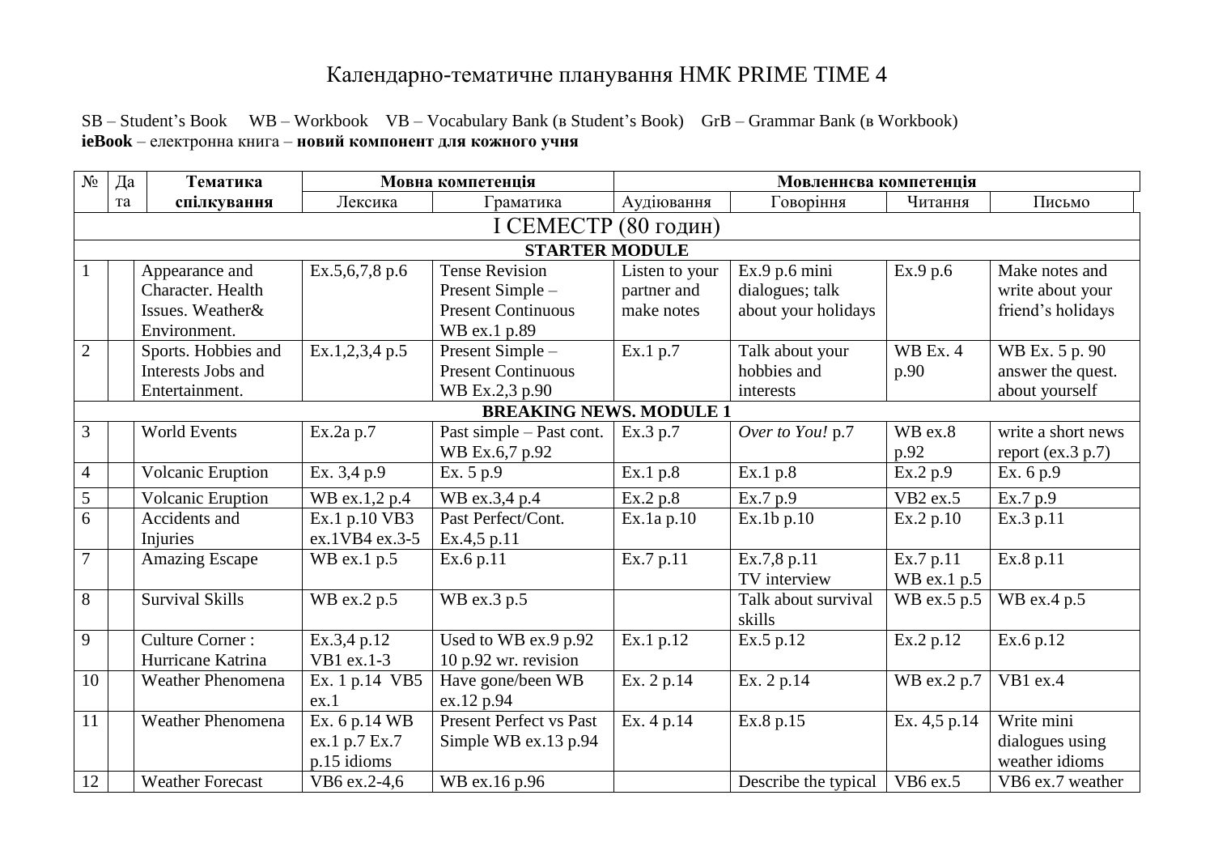# Календарно-тематичне планування НМК PRIME TIME 4

SB – Student's Book WB – Workbook VB – Vocabulary Bank (в Student's Book) GrB – Grammar Bank (в Workbook)
**ieBook** – електронна книга – **новий компонент для кожного учня**

| № | Дата | Тематика спілкування | Мовна компетенція | | Мовленнєва компетенція | | | |
|---|---|---|---|---|---|---|---|---|
| | | | Лексика | Граматика | Аудіювання | Говоріння | Читання | Письмо |
| I СЕМЕСТР (80 годин) | | | | | | | | |
| **STARTER MODULE** | | | | | | | | |
| 1 | | Appearance and Character. Health Issues. Weather& Environment. | Ex.5,6,7,8 p.6 | Tense Revision Present Simple – Present Continuous WB ex.1 p.89 | Listen to your partner and make notes | Ex.9 p.6 mini dialogues; talk about your holidays | Ex.9 p.6 | Make notes and write about your friend's holidays |
| 2 | | Sports. Hobbies and Interests Jobs and Entertainment. | Ex.1,2,3,4 p.5 | Present Simple – Present Continuous WB Ex.2,3 p.90 | Ex.1 p.7 | Talk about your hobbies and interests | WB Ex. 4 p.90 | WB Ex. 5 p. 90 answer the quest. about yourself |
| **BREAKING NEWS. MODULE 1** | | | | | | | | |
| 3 | | World Events | Ex.2a p.7 | Past simple – Past cont. WB Ex.6,7 p.92 | Ex.3 p.7 | *Over to You!* p.7 | WB ex.8 p.92 | write a short news report (ex.3 p.7) |
| 4 | | Volcanic Eruption | Ex. 3,4 p.9 | Ex. 5 p.9 | Ex.1 p.8 | Ex.1 p.8 | Ex.2 p.9 | Ex. 6 p.9 |
| 5 | | Volcanic Eruption | WB ex.1,2 p.4 | WB ex.3,4 p.4 | Ex.2 p.8 | Ex.7 p.9 | VB2 ex.5 | Ex.7 p.9 |
| 6 | | Accidents and Injuries | Ex.1 p.10 VB3 ex.1VB4 ex.3-5 | Past Perfect/Cont. Ex.4,5 p.11 | Ex.1a p.10 | Ex.1b p.10 | Ex.2 p.10 | Ex.3 p.11 |
| 7 | | Amazing Escape | WB ex.1 p.5 | Ex.6 p.11 | Ex.7 p.11 | Ex.7,8 p.11 TV interview | Ex.7 p.11 WB ex.1 p.5 | Ex.8 p.11 |
| 8 | | Survival Skills | WB ex.2 p.5 | WB ex.3 p.5 | | Talk about survival skills | WB ex.5 p.5 | WB ex.4 p.5 |
| 9 | | Culture Corner : Hurricane Katrina | Ex.3,4 p.12 VB1 ex.1-3 | Used to WB ex.9 p.92 10 p.92 wr. revision | Ex.1 p.12 | Ex.5 p.12 | Ex.2 p.12 | Ex.6 p.12 |
| 10 | | Weather Phenomena | Ex. 1 p.14 VB5 ex.1 | Have gone/been WB ex.12 p.94 | Ex. 2 p.14 | Ex. 2 p.14 | WB ex.2 p.7 | VB1 ex.4 |
| 11 | | Weather Phenomena | Ex. 6 p.14 WB ex.1 p.7 Ex.7 p.15 idioms | Present Perfect vs Past Simple WB ex.13 p.94 | Ex. 4 p.14 | Ex.8 p.15 | Ex. 4,5 p.14 | Write mini dialogues using weather idioms |
| 12 | | Weather Forecast | VB6 ex.2-4,6 | WB ex.16 p.96 | | Describe the typical | VB6 ex.5 | VB6 ex.7 weather |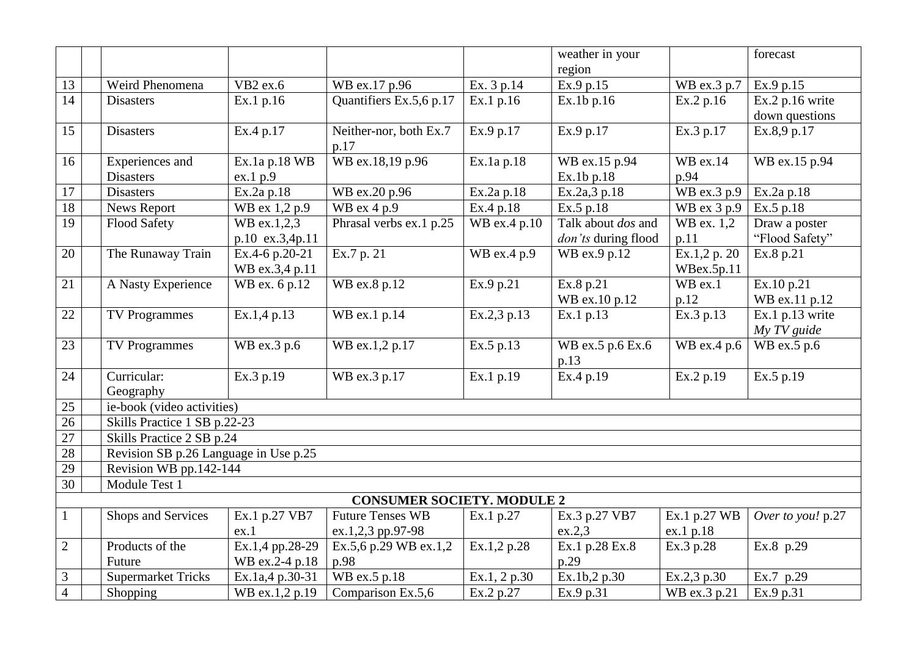| | | | | | | | | |
|---|---|---|---|---|---|---|---|---|
| | | | | | | weather in your region | | forecast |
| 13 | | Weird Phenomena | VB2 ex.6 | WB ex.17 p.96 | Ex. 3 p.14 | Ex.9 p.15 | WB ex.3 p.7 | Ex.9 p.15 |
| 14 | | Disasters | Ex.1 p.16 | Quantifiers Ex.5,6 p.17 | Ex.1 p.16 | Ex.1b p.16 | Ex.2 p.16 | Ex.2 p.16 write down questions |
| 15 | | Disasters | Ex.4 p.17 | Neither-nor, both Ex.7 p.17 | Ex.9 p.17 | Ex.9 p.17 | Ex.3 p.17 | Ex.8,9 p.17 |
| 16 | | Experiences and Disasters | Ex.1a p.18 WB ex.1 p.9 | WB ex.18,19 p.96 | Ex.1a p.18 | WB ex.15 p.94 Ex.1b p.18 | WB ex.14 p.94 | WB ex.15 p.94 |
| 17 | | Disasters | Ex.2a p.18 | WB ex.20 p.96 | Ex.2a p.18 | Ex.2a,3 p.18 | WB ex.3 p.9 | Ex.2a p.18 |
| 18 | | News Report | WB ex 1,2 p.9 | WB ex 4 p.9 | Ex.4 p.18 | Ex.5 p.18 | WB ex 3 p.9 | Ex.5 p.18 |
| 19 | | Flood Safety | WB ex.1,2,3 p.10 ex.3,4p.11 | Phrasal verbs ex.1 p.25 | WB ex.4 p.10 | Talk about *dos* and *don'ts* during flood | WB ex. 1,2 p.11 | Draw a poster "Flood Safety" |
| 20 | | The Runaway Train | Ex.4-6 p.20-21 WB ex.3,4 p.11 | Ex.7 p. 21 | WB ex.4 p.9 | WB ex.9 p.12 | Ex.1,2 p. 20 WBex.5p.11 | Ex.8 p.21 |
| 21 | | A Nasty Experience | WB ex. 6 p.12 | WB ex.8 p.12 | Ex.9 p.21 | Ex.8 p.21 WB ex.10 p.12 | WB ex.1 p.12 | Ex.10 p.21 WB ex.11 p.12 |
| 22 | | TV Programmes | Ex.1,4 p.13 | WB ex.1 p.14 | Ex.2,3 p.13 | Ex.1 p.13 | Ex.3 p.13 | Ex.1 p.13 write *My TV guide* |
| 23 | | TV Programmes | WB ex.3 p.6 | WB ex.1,2 p.17 | Ex.5 p.13 | WB ex.5 p.6 Ex.6 p.13 | WB ex.4 p.6 | WB ex.5 p.6 |
| 24 | | Curricular: Geography | Ex.3 p.19 | WB ex.3 p.17 | Ex.1 p.19 | Ex.4 p.19 | Ex.2 p.19 | Ex.5 p.19 |
| 25 | | ie-book (video activities) | | | | | | |
| 26 | | Skills Practice 1 SB p.22-23 | | | | | | |
| 27 | | Skills Practice 2 SB p.24 | | | | | | |
| 28 | | Revision SB p.26 Language in Use p.25 | | | | | | |
| 29 | | Revision WB pp.142-144 | | | | | | |
| 30 | | Module Test 1 | | | | | | |
| **CONSUMER SOCIETY. MODULE 2** | | | | | | | | |
| 1 | | Shops and Services | Ex.1 p.27 VB7 ex.1 | Future Tenses WB ex.1,2,3 pp.97-98 | Ex.1 p.27 | Ex.3 p.27 VB7 ex.2,3 | Ex.1 p.27 WB ex.1 p.18 | *Over to you!* p.27 |
| 2 | | Products of the Future | Ex.1,4 pp.28-29 WB ex.2-4 p.18 | Ex.5,6 p.29 WB ex.1,2 p.98 | Ex.1,2 p.28 | Ex.1 p.28 Ex.8 p.29 | Ex.3 p.28 | Ex.8 p.29 |
| 3 | | Supermarket Tricks | Ex.1a,4 p.30-31 | WB ex.5 p.18 | Ex.1, 2 p.30 | Ex.1b,2 p.30 | Ex.2,3 p.30 | Ex.7 p.29 |
| 4 | | Shopping | WB ex.1,2 p.19 | Comparison Ex.5,6 | Ex.2 p.27 | Ex.9 p.31 | WB ex.3 p.21 | Ex.9 p.31 |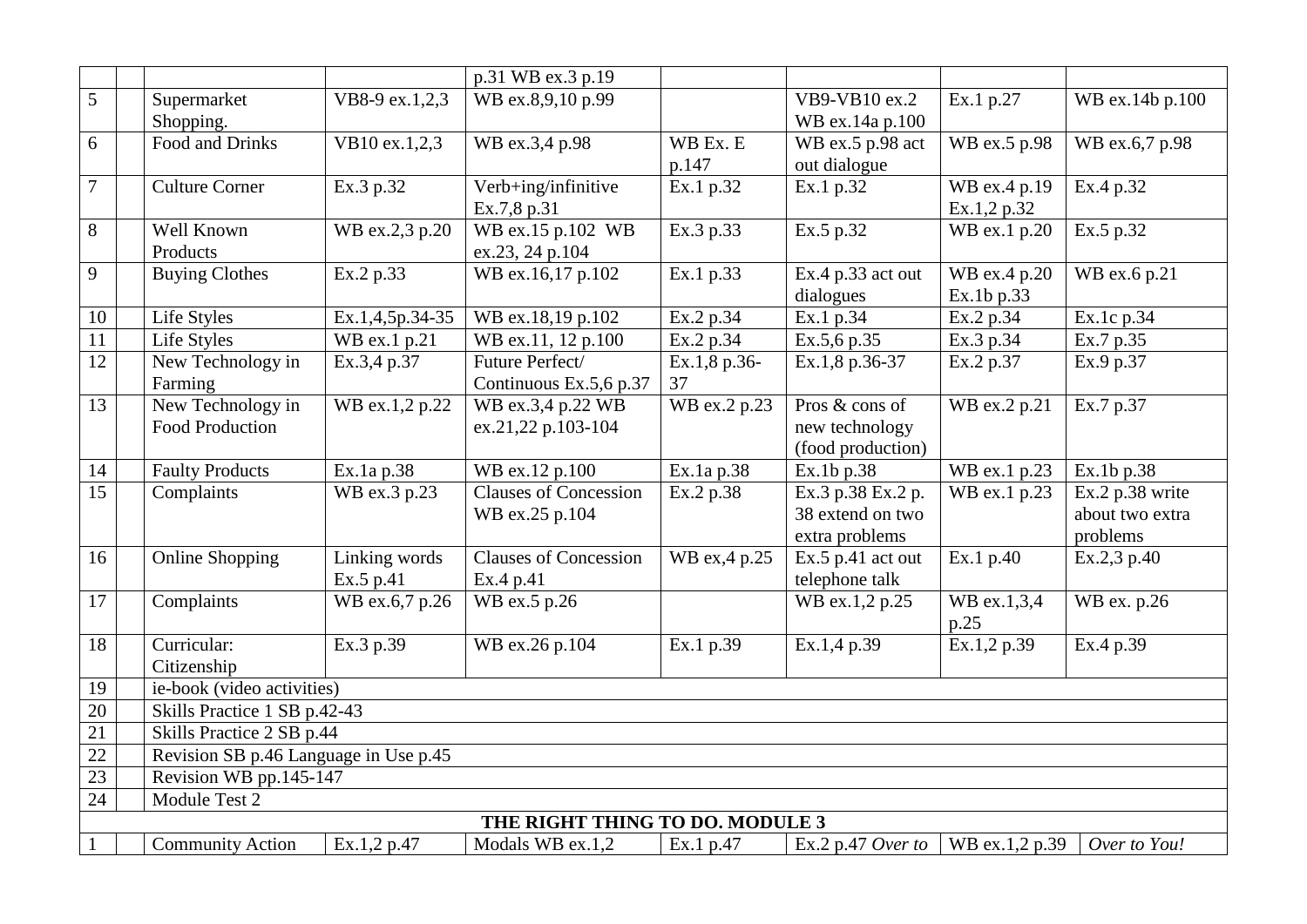| | | | | | | | | |
|---|---|---|---|---|---|---|---|---|
| | | | | p.31 WB ex.3 p.19 | | | | |
| 5 | | Supermarket Shopping. | VB8-9 ex.1,2,3 | WB ex.8,9,10 p.99 | | VB9-VB10 ex.2 WB ex.14a p.100 | Ex.1 p.27 | WB ex.14b p.100 |
| 6 | | Food and Drinks | VB10 ex.1,2,3 | WB ex.3,4 p.98 | WB Ex. E p.147 | WB ex.5 p.98 act out dialogue | WB ex.5 p.98 | WB ex.6,7 p.98 |
| 7 | | Culture Corner | Ex.3 p.32 | Verb+ing/infinitive Ex.7,8 p.31 | Ex.1 p.32 | Ex.1 p.32 | WB ex.4 p.19 Ex.1,2 p.32 | Ex.4 p.32 |
| 8 | | Well Known Products | WB ex.2,3 p.20 | WB ex.15 p.102 WB ex.23, 24 p.104 | Ex.3 p.33 | Ex.5 p.32 | WB ex.1 p.20 | Ex.5 p.32 |
| 9 | | Buying Clothes | Ex.2 p.33 | WB ex.16,17 p.102 | Ex.1 p.33 | Ex.4 p.33 act out dialogues | WB ex.4 p.20 Ex.1b p.33 | WB ex.6 p.21 |
| 10 | | Life Styles | Ex.1,4,5p.34-35 | WB ex.18,19 p.102 | Ex.2 p.34 | Ex.1 p.34 | Ex.2 p.34 | Ex.1c p.34 |
| 11 | | Life Styles | WB ex.1 p.21 | WB ex.11, 12 p.100 | Ex.2 p.34 | Ex.5,6 p.35 | Ex.3 p.34 | Ex.7 p.35 |
| 12 | | New Technology in Farming | Ex.3,4 p.37 | Future Perfect/ Continuous Ex.5,6 p.37 | Ex.1,8 p.36-37 | Ex.1,8 p.36-37 | Ex.2 p.37 | Ex.9 p.37 |
| 13 | | New Technology in Food Production | WB ex.1,2 p.22 | WB ex.3,4 p.22 WB ex.21,22 p.103-104 | WB ex.2 p.23 | Pros & cons of new technology (food production) | WB ex.2 p.21 | Ex.7 p.37 |
| 14 | | Faulty Products | Ex.1a p.38 | WB ex.12 p.100 | Ex.1a p.38 | Ex.1b p.38 | WB ex.1 p.23 | Ex.1b p.38 |
| 15 | | Complaints | WB ex.3 p.23 | Clauses of Concession WB ex.25 p.104 | Ex.2 p.38 | Ex.3 p.38 Ex.2 p. 38 extend on two extra problems | WB ex.1 p.23 | Ex.2 p.38 write about two extra problems |
| 16 | | Online Shopping | Linking words Ex.5 p.41 | Clauses of Concession Ex.4 p.41 | WB ex,4 p.25 | Ex.5 p.41 act out telephone talk | Ex.1 p.40 | Ex.2,3 p.40 |
| 17 | | Complaints | WB ex.6,7 p.26 | WB ex.5 p.26 | | WB ex.1,2 p.25 | WB ex.1,3,4 p.25 | WB ex. p.26 |
| 18 | | Curricular: Citizenship | Ex.3 p.39 | WB ex.26 p.104 | Ex.1 p.39 | Ex.1,4 p.39 | Ex.1,2 p.39 | Ex.4 p.39 |
| 19 | | ie-book (video activities) | | | | | | |
| 20 | | Skills Practice 1 SB p.42-43 | | | | | | |
| 21 | | Skills Practice 2 SB p.44 | | | | | | |
| 22 | | Revision SB p.46 Language in Use p.45 | | | | | | |
| 23 | | Revision WB pp.145-147 | | | | | | |
| 24 | | Module Test 2 | | | | | | |
| **THE RIGHT THING TO DO. MODULE 3** | | | | | | | | |
| 1 | | Community Action | Ex.1,2 p.47 | Modals WB ex.1,2 | Ex.1 p.47 | Ex.2 p.47 *Over to* | WB ex.1,2 p.39 | *Over to You!* |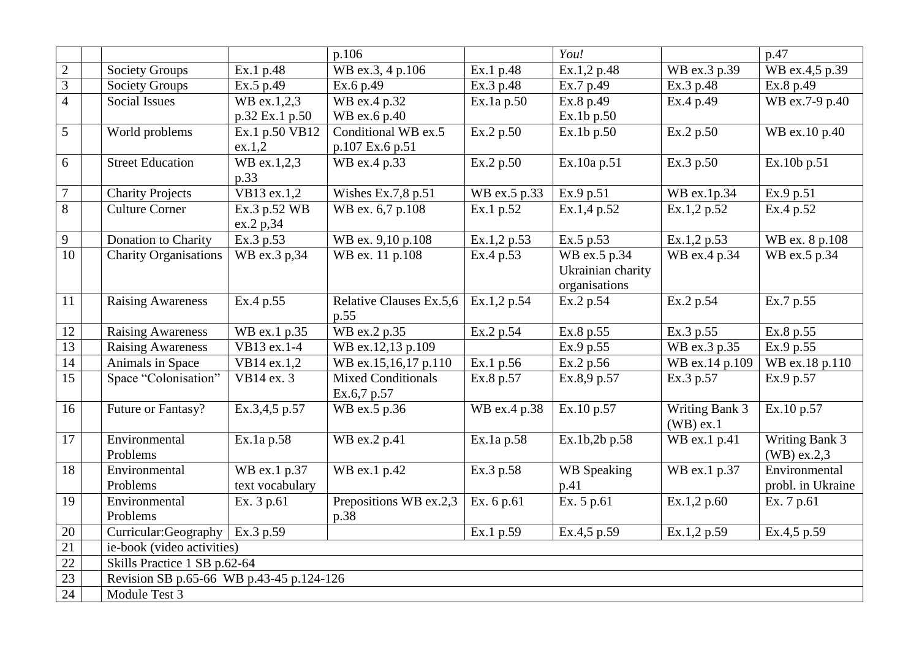| | | | | | | | | |
|---|---|---|---|---|---|---|---|---|
| | | | | p.106 | | *You!* | | p.47 |
| 2 | | Society Groups | Ex.1 p.48 | WB ex.3, 4 p.106 | Ex.1 p.48 | Ex.1,2 p.48 | WB ex.3 p.39 | WB ex.4,5 p.39 |
| 3 | | Society Groups | Ex.5 p.49 | Ex.6 p.49 | Ex.3 p.48 | Ex.7 p.49 | Ex.3 p.48 | Ex.8 p.49 |
| 4 | | Social Issues | WB ex.1,2,3 p.32 Ex.1 p.50 | WB ex.4 p.32 WB ex.6 p.40 | Ex.1a p.50 | Ex.8 p.49 Ex.1b p.50 | Ex.4 p.49 | WB ex.7-9 p.40 |
| 5 | | World problems | Ex.1 p.50 VB12 ex.1,2 | Conditional WB ex.5 p.107 Ex.6 p.51 | Ex.2 p.50 | Ex.1b p.50 | Ex.2 p.50 | WB ex.10 p.40 |
| 6 | | Street Education | WB ex.1,2,3 p.33 | WB ex.4 p.33 | Ex.2 p.50 | Ex.10a p.51 | Ex.3 p.50 | Ex.10b p.51 |
| 7 | | Charity Projects | VB13 ex.1,2 | Wishes Ex.7,8 p.51 | WB ex.5 p.33 | Ex.9 p.51 | WB ex.1p.34 | Ex.9 p.51 |
| 8 | | Culture Corner | Ex.3 p.52 WB ex.2 p,34 | WB ex. 6,7 p.108 | Ex.1 p.52 | Ex.1,4 p.52 | Ex.1,2 p.52 | Ex.4 p.52 |
| 9 | | Donation to Charity | Ex.3 p.53 | WB ex. 9,10 p.108 | Ex.1,2 p.53 | Ex.5 p.53 | Ex.1,2 p.53 | WB ex. 8 p.108 |
| 10 | | Charity Organisations | WB ex.3 p,34 | WB ex. 11 p.108 | Ex.4 p.53 | WB ex.5 p.34 Ukrainian charity organisations | WB ex.4 p.34 | WB ex.5 p.34 |
| 11 | | Raising Awareness | Ex.4 p.55 | Relative Clauses Ex.5,6 p.55 | Ex.1,2 p.54 | Ex.2 p.54 | Ex.2 p.54 | Ex.7 p.55 |
| 12 | | Raising Awareness | WB ex.1 p.35 | WB ex.2 p.35 | Ex.2 p.54 | Ex.8 p.55 | Ex.3 p.55 | Ex.8 p.55 |
| 13 | | Raising Awareness | VB13 ex.1-4 | WB ex.12,13 p.109 | | Ex.9 p.55 | WB ex.3 p.35 | Ex.9 p.55 |
| 14 | | Animals in Space | VB14 ex.1,2 | WB ex.15,16,17 p.110 | Ex.1 p.56 | Ex.2 p.56 | WB ex.14 p.109 | WB ex.18 p.110 |
| 15 | | Space “Colonisation” | VB14 ex. 3 | Mixed Conditionals Ex.6,7 p.57 | Ex.8 p.57 | Ex.8,9 p.57 | Ex.3 p.57 | Ex.9 p.57 |
| 16 | | Future or Fantasy? | Ex.3,4,5 p.57 | WB ex.5 p.36 | WB ex.4 p.38 | Ex.10 p.57 | Writing Bank 3 (WB) ex.1 | Ex.10 p.57 |
| 17 | | Environmental Problems | Ex.1a p.58 | WB ex.2 p.41 | Ex.1a p.58 | Ex.1b,2b p.58 | WB ex.1 p.41 | Writing Bank 3 (WB) ex.2,3 |
| 18 | | Environmental Problems | WB ex.1 p.37 text vocabulary | WB ex.1 p.42 | Ex.3 p.58 | WB Speaking p.41 | WB ex.1 p.37 | Environmental probl. in Ukraine |
| 19 | | Environmental Problems | Ex. 3 p.61 | Prepositions WB ex.2,3 p.38 | Ex. 6 p.61 | Ex. 5 p.61 | Ex.1,2 p.60 | Ex. 7 p.61 |
| 20 | | Curricular:Geography | Ex.3 p.59 | | Ex.1 p.59 | Ex.4,5 p.59 | Ex.1,2 p.59 | Ex.4,5 p.59 |
| 21 | | ie-book (video activities) | | | | | | |
| 22 | | Skills Practice 1 SB p.62-64 | | | | | | |
| 23 | | Revision SB p.65-66 WB p.43-45 p.124-126 | | | | | | |
| 24 | | Module Test 3 | | | | | | |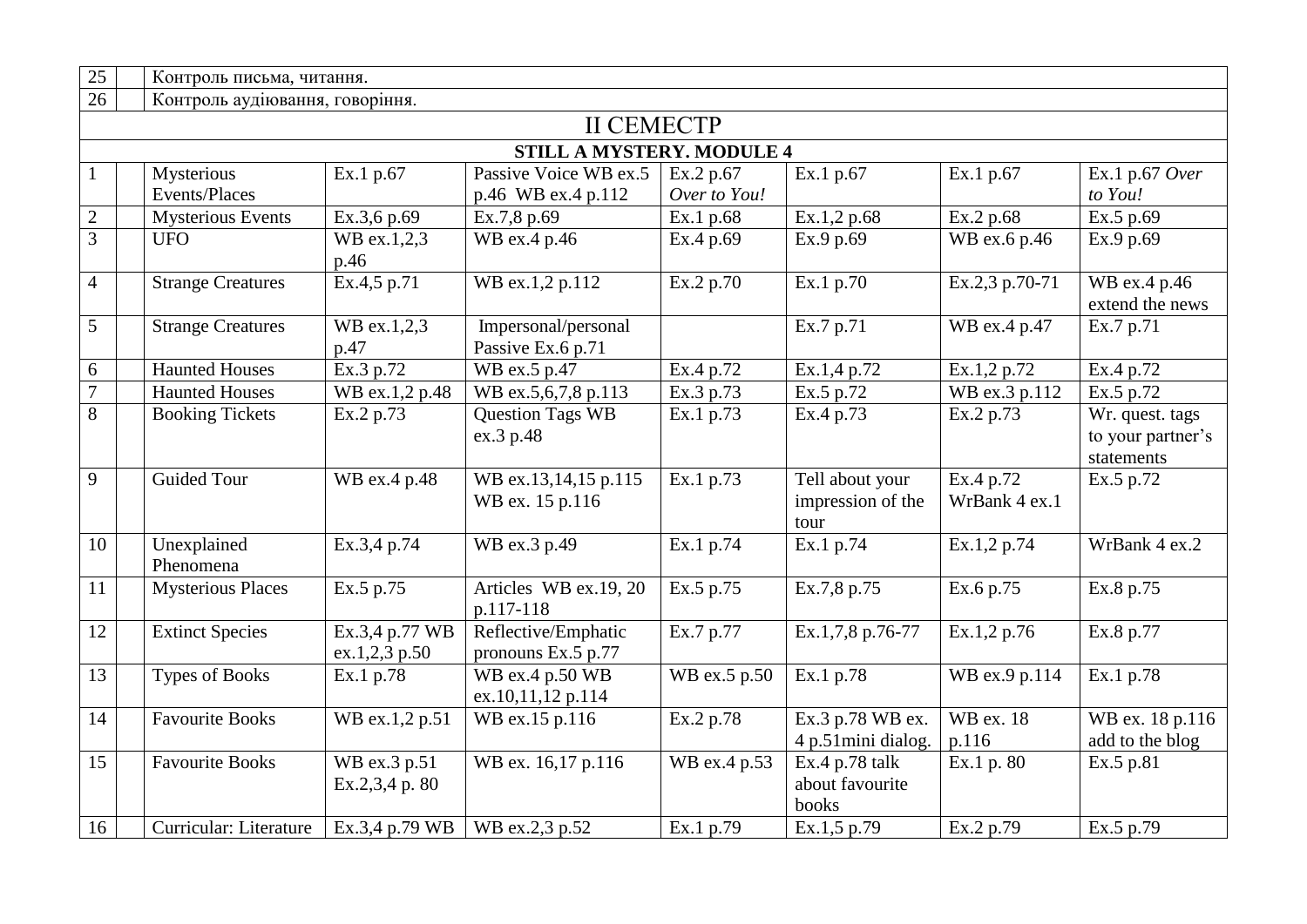| | | | | | | | | |
|---|---|---|---|---|---|---|---|---|
| 25 | | Контроль письма, читання. | | | | | | |
| 26 | | Контроль аудіювання, говоріння. | | | | | | |
| II СЕМЕСТР | | | | | | | | |
| **STILL A MYSTERY. MODULE 4** | | | | | | | | |
| 1 | | Mysterious Events/Places | Ex.1 p.67 | Passive Voice WB ex.5 p.46 WB ex.4 p.112 | Ex.2 p.67 *Over to You!* | Ex.1 p.67 | Ex.1 p.67 | Ex.1 p.67 *Over to You!* |
| 2 | | Mysterious Events | Ex.3,6 p.69 | Ex.7,8 p.69 | Ex.1 p.68 | Ex.1,2 p.68 | Ex.2 p.68 | Ex.5 p.69 |
| 3 | | UFO | WB ex.1,2,3 p.46 | WB ex.4 p.46 | Ex.4 p.69 | Ex.9 p.69 | WB ex.6 p.46 | Ex.9 p.69 |
| 4 | | Strange Creatures | Ex.4,5 p.71 | WB ex.1,2 p.112 | Ex.2 p.70 | Ex.1 p.70 | Ex.2,3 p.70-71 | WB ex.4 p.46 extend the news |
| 5 | | Strange Creatures | WB ex.1,2,3 p.47 | Impersonal/personal Passive Ex.6 p.71 | | Ex.7 p.71 | WB ex.4 p.47 | Ex.7 p.71 |
| 6 | | Haunted Houses | Ex.3 p.72 | WB ex.5 p.47 | Ex.4 p.72 | Ex.1,4 p.72 | Ex.1,2 p.72 | Ex.4 p.72 |
| 7 | | Haunted Houses | WB ex.1,2 p.48 | WB ex.5,6,7,8 p.113 | Ex.3 p.73 | Ex.5 p.72 | WB ex.3 p.112 | Ex.5 p.72 |
| 8 | | Booking Tickets | Ex.2 p.73 | Question Tags WB ex.3 p.48 | Ex.1 p.73 | Ex.4 p.73 | Ex.2 p.73 | Wr. quest. tags to your partner's statements |
| 9 | | Guided Tour | WB ex.4 p.48 | WB ex.13,14,15 p.115 WB ex. 15 p.116 | Ex.1 p.73 | Tell about your impression of the tour | Ex.4 p.72 WrBank 4 ex.1 | Ex.5 p.72 |
| 10 | | Unexplained Phenomena | Ex.3,4 p.74 | WB ex.3 p.49 | Ex.1 p.74 | Ex.1 p.74 | Ex.1,2 p.74 | WrBank 4 ex.2 |
| 11 | | Mysterious Places | Ex.5 p.75 | Articles WB ex.19, 20 p.117-118 | Ex.5 p.75 | Ex.7,8 p.75 | Ex.6 p.75 | Ex.8 p.75 |
| 12 | | Extinct Species | Ex.3,4 p.77 WB ex.1,2,3 p.50 | Reflective/Emphatic pronouns Ex.5 p.77 | Ex.7 p.77 | Ex.1,7,8 p.76-77 | Ex.1,2 p.76 | Ex.8 p.77 |
| 13 | | Types of Books | Ex.1 p.78 | WB ex.4 p.50 WB ex.10,11,12 p.114 | WB ex.5 p.50 | Ex.1 p.78 | WB ex.9 p.114 | Ex.1 p.78 |
| 14 | | Favourite Books | WB ex.1,2 p.51 | WB ex.15 p.116 | Ex.2 p.78 | Ex.3 p.78 WB ex. 4 p.51mini dialog. | WB ex. 18 p.116 | WB ex. 18 p.116 add to the blog |
| 15 | | Favourite Books | WB ex.3 p.51 Ex.2,3,4 p. 80 | WB ex. 16,17 p.116 | WB ex.4 p.53 | Ex.4 p.78 talk about favourite books | Ex.1 p. 80 | Ex.5 p.81 |
| 16 | | Curricular: Literature | Ex.3,4 p.79 WB | WB ex.2,3 p.52 | Ex.1 p.79 | Ex.1,5 p.79 | Ex.2 p.79 | Ex.5 p.79 |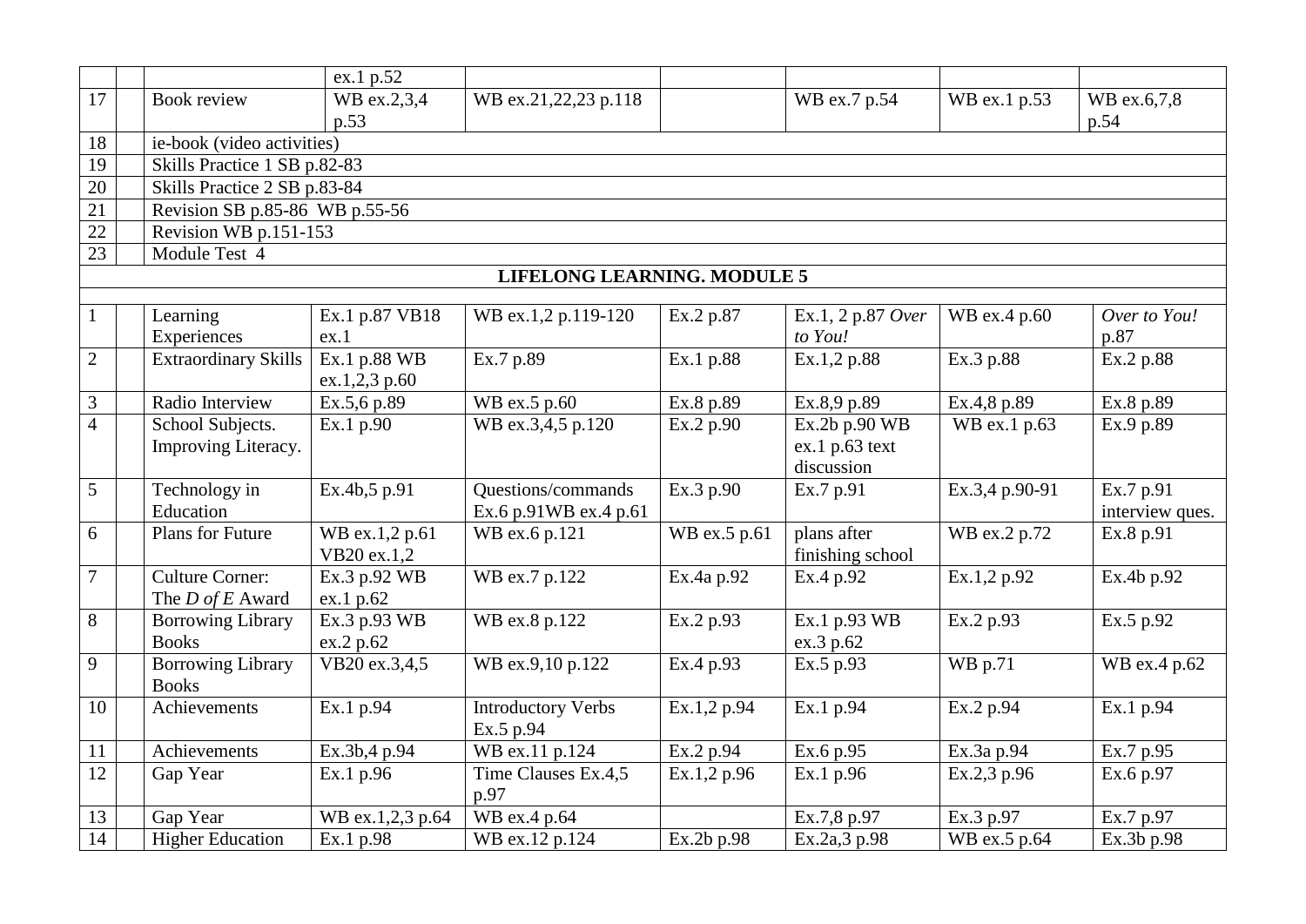|  |  |  | ex.1 p.52 |  |  |  |  |  |
|---|---|---|---|---|---|---|---|---|
| 17 |  | Book review | WB ex.2,3,4 p.53 | WB ex.21,22,23 p.118 |  | WB ex.7 p.54 | WB ex.1 p.53 | WB ex.6,7,8 p.54 |
| 18 |  | ie-book (video activities) |  |  |  |  |  |  |
| 19 |  | Skills Practice 1 SB p.82-83 |  |  |  |  |  |  |
| 20 |  | Skills Practice 2 SB p.83-84 |  |  |  |  |  |  |
| 21 |  | Revision SB p.85-86 WB p.55-56 |  |  |  |  |  |  |
| 22 |  | Revision WB p.151-153 |  |  |  |  |  |  |
| 23 |  | Module Test 4 |  |  |  |  |  |  |
| **LIFELONG LEARNING. MODULE 5** |  |  |  |  |  |  |  |  |
|  |  |  |  |  |  |  |  |  |
| 1 |  | Learning Experiences | Ex.1 p.87 VB18 ex.1 | WB ex.1,2 p.119-120 | Ex.2 p.87 | Ex.1, 2 p.87 *Over to You!* | WB ex.4 p.60 | *Over to You!* p.87 |
| 2 |  | Extraordinary Skills | Ex.1 p.88 WB ex.1,2,3 p.60 | Ex.7 p.89 | Ex.1 p.88 | Ex.1,2 p.88 | Ex.3 p.88 | Ex.2 p.88 |
| 3 |  | Radio Interview | Ex.5,6 p.89 | WB ex.5 p.60 | Ex.8 p.89 | Ex.8,9 p.89 | Ex.4,8 p.89 | Ex.8 p.89 |
| 4 |  | School Subjects. Improving Literacy. | Ex.1 p.90 | WB ex.3,4,5 p.120 | Ex.2 p.90 | Ex.2b p.90 WB ex.1 p.63 text discussion | WB ex.1 p.63 | Ex.9 p.89 |
| 5 |  | Technology in Education | Ex.4b,5 p.91 | Questions/commands Ex.6 p.91WB ex.4 p.61 | Ex.3 p.90 | Ex.7 p.91 | Ex.3,4 p.90-91 | Ex.7 p.91 interview ques. |
| 6 |  | Plans for Future | WB ex.1,2 p.61 VB20 ex.1,2 | WB ex.6 p.121 | WB ex.5 p.61 | plans after finishing school | WB ex.2 p.72 | Ex.8 p.91 |
| 7 |  | Culture Corner: The *D of E* Award | Ex.3 p.92 WB ex.1 p.62 | WB ex.7 p.122 | Ex.4a p.92 | Ex.4 p.92 | Ex.1,2 p.92 | Ex.4b p.92 |
| 8 |  | Borrowing Library Books | Ex.3 p.93 WB ex.2 p.62 | WB ex.8 p.122 | Ex.2 p.93 | Ex.1 p.93 WB ex.3 p.62 | Ex.2 p.93 | Ex.5 p.92 |
| 9 |  | Borrowing Library Books | VB20 ex.3,4,5 | WB ex.9,10 p.122 | Ex.4 p.93 | Ex.5 p.93 | WB p.71 | WB ex.4 p.62 |
| 10 |  | Achievements | Ex.1 p.94 | Introductory Verbs Ex.5 p.94 | Ex.1,2 p.94 | Ex.1 p.94 | Ex.2 p.94 | Ex.1 p.94 |
| 11 |  | Achievements | Ex.3b,4 p.94 | WB ex.11 p.124 | Ex.2 p.94 | Ex.6 p.95 | Ex.3a p.94 | Ex.7 p.95 |
| 12 |  | Gap Year | Ex.1 p.96 | Time Clauses Ex.4,5 p.97 | Ex.1,2 p.96 | Ex.1 p.96 | Ex.2,3 p.96 | Ex.6 p.97 |
| 13 |  | Gap Year | WB ex.1,2,3 p.64 | WB ex.4 p.64 |  | Ex.7,8 p.97 | Ex.3 p.97 | Ex.7 p.97 |
| 14 |  | Higher Education | Ex.1 p.98 | WB ex.12 p.124 | Ex.2b p.98 | Ex.2a,3 p.98 | WB ex.5 p.64 | Ex.3b p.98 |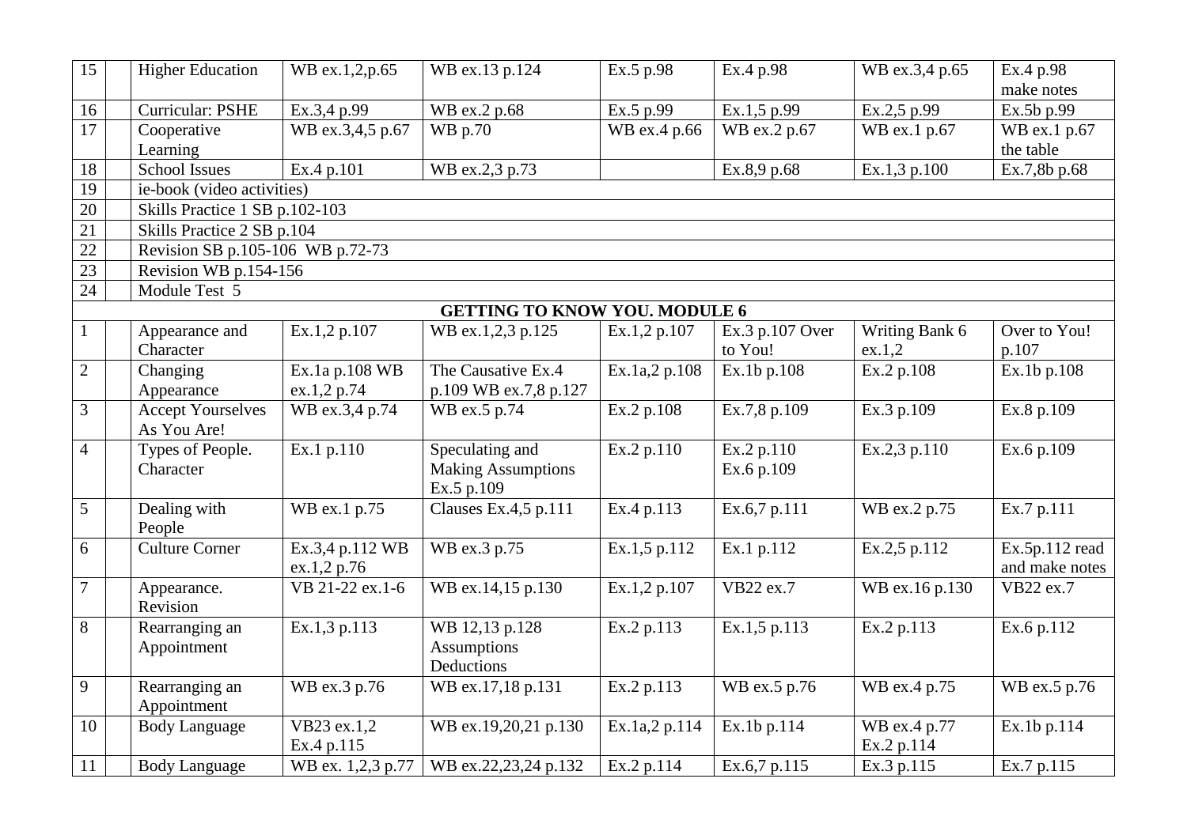| 15 | | Higher Education | WB ex.1,2,p.65 | WB ex.13 p.124 | Ex.5 p.98 | Ex.4 p.98 | WB ex.3,4 p.65 | Ex.4 p.98 make notes |
|---|---|---|---|---|---|---|---|---|
| 16 | | Curricular: PSHE | Ex.3,4 p.99 | WB ex.2 p.68 | Ex.5 p.99 | Ex.1,5 p.99 | Ex.2,5 p.99 | Ex.5b p.99 |
| 17 | | Cooperative Learning | WB ex.3,4,5 p.67 | WB p.70 | WB ex.4 p.66 | WB ex.2 p.67 | WB ex.1 p.67 | WB ex.1 p.67 the table |
| 18 | | School Issues | Ex.4 p.101 | WB ex.2,3 p.73 | | Ex.8,9 p.68 | Ex.1,3 p.100 | Ex.7,8b p.68 |
| 19 | | ie-book (video activities) | | | | | | |
| 20 | | Skills Practice 1 SB p.102-103 | | | | | | |
| 21 | | Skills Practice 2 SB p.104 | | | | | | |
| 22 | | Revision SB p.105-106 WB p.72-73 | | | | | | |
| 23 | | Revision WB p.154-156 | | | | | | |
| 24 | | Module Test 5 | | | | | | |
| | | **GETTING TO KNOW YOU. MODULE 6** | | | | | | |
| 1 | | Appearance and Character | Ex.1,2 p.107 | WB ex.1,2,3 p.125 | Ex.1,2 p.107 | Ex.3 p.107 Over to You! | Writing Bank 6 ex.1,2 | Over to You! p.107 |
| 2 | | Changing Appearance | Ex.1a p.108 WB ex.1,2 p.74 | The Causative Ex.4 p.109 WB ex.7,8 p.127 | Ex.1a,2 p.108 | Ex.1b p.108 | Ex.2 p.108 | Ex.1b p.108 |
| 3 | | Accept Yourselves As You Are! | WB ex.3,4 p.74 | WB ex.5 p.74 | Ex.2 p.108 | Ex.7,8 p.109 | Ex.3 p.109 | Ex.8 p.109 |
| 4 | | Types of People. Character | Ex.1 p.110 | Speculating and Making Assumptions Ex.5 p.109 | Ex.2 p.110 | Ex.2 p.110 Ex.6 p.109 | Ex.2,3 p.110 | Ex.6 p.109 |
| 5 | | Dealing with People | WB ex.1 p.75 | Clauses Ex.4,5 p.111 | Ex.4 p.113 | Ex.6,7 p.111 | WB ex.2 p.75 | Ex.7 p.111 |
| 6 | | Culture Corner | Ex.3,4 p.112 WB ex.1,2 p.76 | WB ex.3 p.75 | Ex.1,5 p.112 | Ex.1 p.112 | Ex.2,5 p.112 | Ex.5p.112 read and make notes |
| 7 | | Appearance. Revision | VB 21-22 ex.1-6 | WB ex.14,15 p.130 | Ex.1,2 p.107 | VB22 ex.7 | WB ex.16 p.130 | VB22 ex.7 |
| 8 | | Rearranging an Appointment | Ex.1,3 p.113 | WB 12,13 p.128 Assumptions Deductions | Ex.2 p.113 | Ex.1,5 p.113 | Ex.2 p.113 | Ex.6 p.112 |
| 9 | | Rearranging an Appointment | WB ex.3 p.76 | WB ex.17,18 p.131 | Ex.2 p.113 | WB ex.5 p.76 | WB ex.4 p.75 | WB ex.5 p.76 |
| 10 | | Body Language | VB23 ex.1,2 Ex.4 p.115 | WB ex.19,20,21 p.130 | Ex.1a,2 p.114 | Ex.1b p.114 | WB ex.4 p.77 Ex.2 p.114 | Ex.1b p.114 |
| 11 | | Body Language | WB ex. 1,2,3 p.77 | WB ex.22,23,24 p.132 | Ex.2 p.114 | Ex.6,7 p.115 | Ex.3 p.115 | Ex.7 p.115 |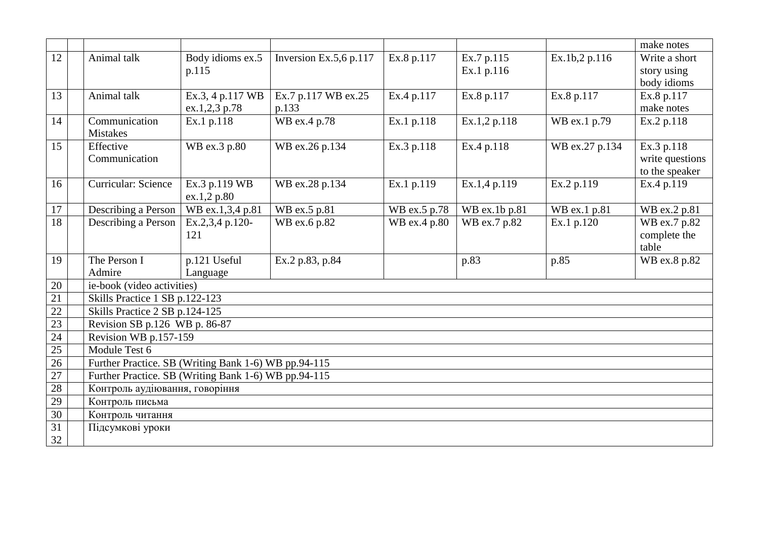| | | | | | | | | |
|---|---|---|---|---|---|---|---|---|
| | | | | | | | | make notes |
| 12 | | Animal talk | Body idioms ex.5 p.115 | Inversion Ex.5,6 p.117 | Ex.8 p.117 | Ex.7 p.115 Ex.1 p.116 | Ex.1b,2 p.116 | Write a short story using body idioms |
| 13 | | Animal talk | Ex.3, 4 p.117 WB ex.1,2,3 p.78 | Ex.7 p.117 WB ex.25 p.133 | Ex.4 p.117 | Ex.8 p.117 | Ex.8 p.117 | Ex.8 p.117 make notes |
| 14 | | Communication Mistakes | Ex.1 p.118 | WB ex.4 p.78 | Ex.1 p.118 | Ex.1,2 p.118 | WB ex.1 p.79 | Ex.2 p.118 |
| 15 | | Effective Communication | WB ex.3 p.80 | WB ex.26 p.134 | Ex.3 p.118 | Ex.4 p.118 | WB ex.27 p.134 | Ex.3 p.118 write questions to the speaker |
| 16 | | Curricular: Science | Ex.3 p.119 WB ex.1,2 p.80 | WB ex.28 p.134 | Ex.1 p.119 | Ex.1,4 p.119 | Ex.2 p.119 | Ex.4 p.119 |
| 17 | | Describing a Person | WB ex.1,3,4 p.81 | WB ex.5 p.81 | WB ex.5 p.78 | WB ex.1b p.81 | WB ex.1 p.81 | WB ex.2 p.81 |
| 18 | | Describing a Person | Ex.2,3,4 p.120-121 | WB ex.6 p.82 | WB ex.4 p.80 | WB ex.7 p.82 | Ex.1 p.120 | WB ex.7 p.82 complete the table |
| 19 | | The Person I Admire | p.121 Useful Language | Ex.2 p.83, p.84 | | p.83 | p.85 | WB ex.8 p.82 |
| 20 | | ie-book (video activities) | | | | | | |
| 21 | | Skills Practice 1 SB p.122-123 | | | | | | |
| 22 | | Skills Practice 2 SB p.124-125 | | | | | | |
| 23 | | Revision SB p.126 WB p. 86-87 | | | | | | |
| 24 | | Revision WB p.157-159 | | | | | | |
| 25 | | Module Test 6 | | | | | | |
| 26 | | Further Practice. SB (Writing Bank 1-6) WB pp.94-115 | | | | | | |
| 27 | | Further Practice. SB (Writing Bank 1-6) WB pp.94-115 | | | | | | |
| 28 | | Контроль аудіювання, говоріння | | | | | | |
| 29 | | Контроль письма | | | | | | |
| 30 | | Контроль читання | | | | | | |
| 31 32 | | Підсумкові уроки | | | | | | |